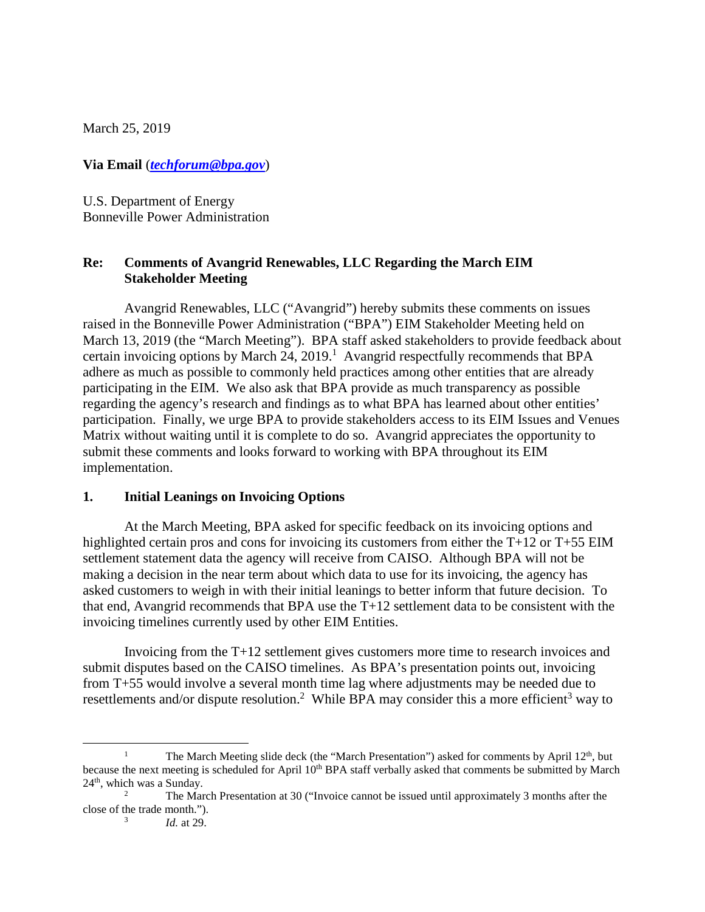March 25, 2019

**Via Email** (*[techforum@bpa.gov](mailto:techforum@bpa.gov)*)

U.S. Department of Energy
Bonneville Power Administration

**Re: Comments of Avangrid Renewables, LLC Regarding the March EIM Stakeholder Meeting**

Avangrid Renewables, LLC ("Avangrid") hereby submits these comments on issues raised in the Bonneville Power Administration ("BPA") EIM Stakeholder Meeting held on March 13, 2019 (the "March Meeting"). BPA staff asked stakeholders to provide feedback about certain invoicing options by March 24, 2019.[1] Avangrid respectfully recommends that BPA adhere as much as possible to commonly held practices among other entities that are already participating in the EIM. We also ask that BPA provide as much transparency as possible regarding the agency's research and findings as to what BPA has learned about other entities' participation. Finally, we urge BPA to provide stakeholders access to its EIM Issues and Venues Matrix without waiting until it is complete to do so. Avangrid appreciates the opportunity to submit these comments and looks forward to working with BPA throughout its EIM implementation.

## 1. Initial Leanings on Invoicing Options

At the March Meeting, BPA asked for specific feedback on its invoicing options and highlighted certain pros and cons for invoicing its customers from either the T+12 or T+55 EIM settlement statement data the agency will receive from CAISO. Although BPA will not be making a decision in the near term about which data to use for its invoicing, the agency has asked customers to weigh in with their initial leanings to better inform that future decision. To that end, Avangrid recommends that BPA use the T+12 settlement data to be consistent with the invoicing timelines currently used by other EIM Entities.

Invoicing from the T+12 settlement gives customers more time to research invoices and submit disputes based on the CAISO timelines. As BPA's presentation points out, invoicing from T+55 would involve a several month time lag where adjustments may be needed due to resettlements and/or dispute resolution.[2] While BPA may consider this a more efficient[3] way to

---

[1] The March Meeting slide deck (the "March Presentation") asked for comments by April 12th, but because the next meeting is scheduled for April 10th BPA staff verbally asked that comments be submitted by March 24th, which was a Sunday.

[2] The March Presentation at 30 ("Invoice cannot be issued until approximately 3 months after the close of the trade month.").

[3] *Id.* at 29.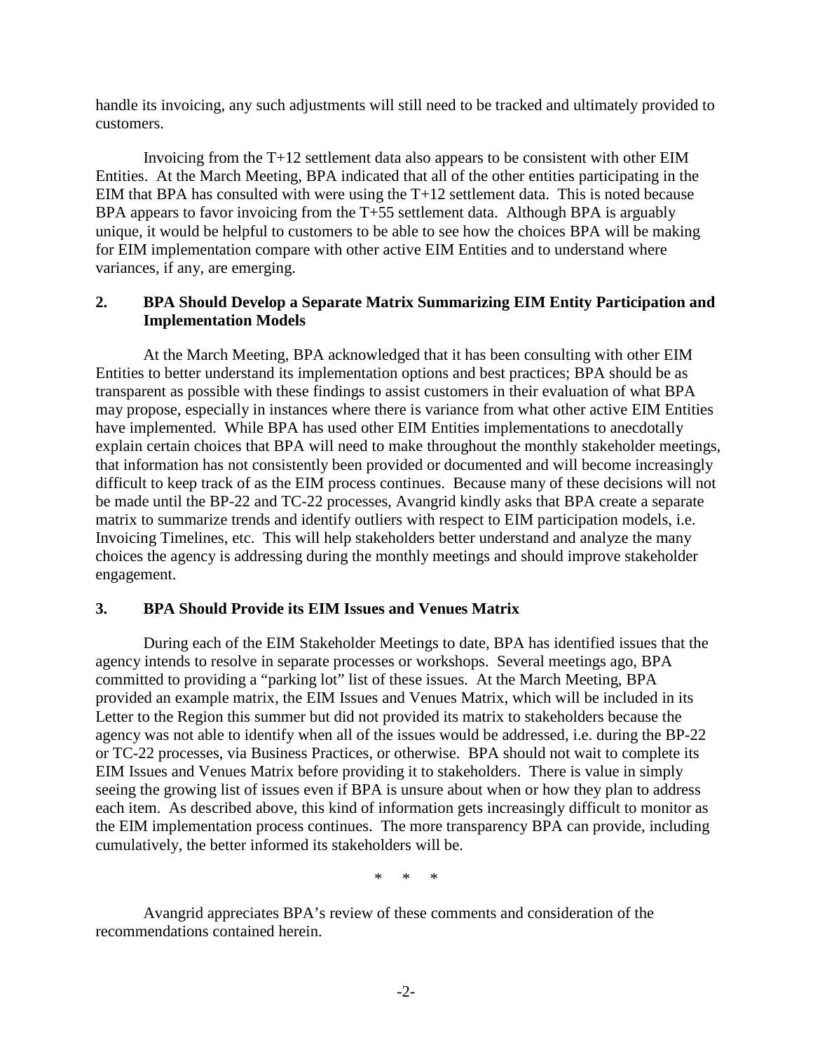handle its invoicing, any such adjustments will still need to be tracked and ultimately provided to customers.

Invoicing from the T+12 settlement data also appears to be consistent with other EIM Entities. At the March Meeting, BPA indicated that all of the other entities participating in the EIM that BPA has consulted with were using the T+12 settlement data. This is noted because BPA appears to favor invoicing from the T+55 settlement data. Although BPA is arguably unique, it would be helpful to customers to be able to see how the choices BPA will be making for EIM implementation compare with other active EIM Entities and to understand where variances, if any, are emerging.

## 2. BPA Should Develop a Separate Matrix Summarizing EIM Entity Participation and Implementation Models

At the March Meeting, BPA acknowledged that it has been consulting with other EIM Entities to better understand its implementation options and best practices; BPA should be as transparent as possible with these findings to assist customers in their evaluation of what BPA may propose, especially in instances where there is variance from what other active EIM Entities have implemented. While BPA has used other EIM Entities implementations to anecdotally explain certain choices that BPA will need to make throughout the monthly stakeholder meetings, that information has not consistently been provided or documented and will become increasingly difficult to keep track of as the EIM process continues. Because many of these decisions will not be made until the BP-22 and TC-22 processes, Avangrid kindly asks that BPA create a separate matrix to summarize trends and identify outliers with respect to EIM participation models, i.e. Invoicing Timelines, etc. This will help stakeholders better understand and analyze the many choices the agency is addressing during the monthly meetings and should improve stakeholder engagement.

## 3. BPA Should Provide its EIM Issues and Venues Matrix

During each of the EIM Stakeholder Meetings to date, BPA has identified issues that the agency intends to resolve in separate processes or workshops. Several meetings ago, BPA committed to providing a "parking lot" list of these issues. At the March Meeting, BPA provided an example matrix, the EIM Issues and Venues Matrix, which will be included in its Letter to the Region this summer but did not provided its matrix to stakeholders because the agency was not able to identify when all of the issues would be addressed, i.e. during the BP-22 or TC-22 processes, via Business Practices, or otherwise. BPA should not wait to complete its EIM Issues and Venues Matrix before providing it to stakeholders. There is value in simply seeing the growing list of issues even if BPA is unsure about when or how they plan to address each item. As described above, this kind of information gets increasingly difficult to monitor as the EIM implementation process continues. The more transparency BPA can provide, including cumulatively, the better informed its stakeholders will be.

\* \* \*

Avangrid appreciates BPA's review of these comments and consideration of the recommendations contained herein.